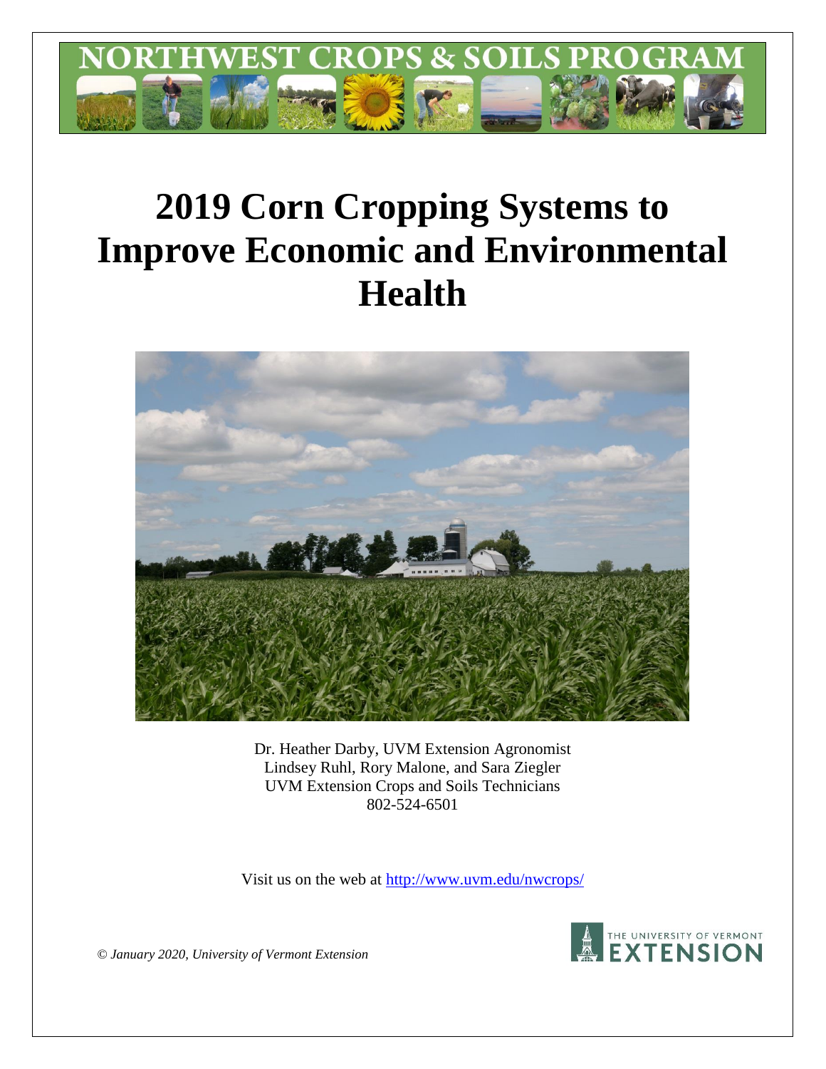# 2019 Corn Cropping Systems to Improve Economic and Environmental Health

Dr. Heather Darby, UVM Extension Agronomist
Lindsey Ruhl, Rory Malone, and Sara Ziegler
UVM Extension Crops and Soils Technicians
802-524-6501

Visit us on the web at http://www.uvm.edu/nwcrops/

*© January 2020, University of Vermont Extension*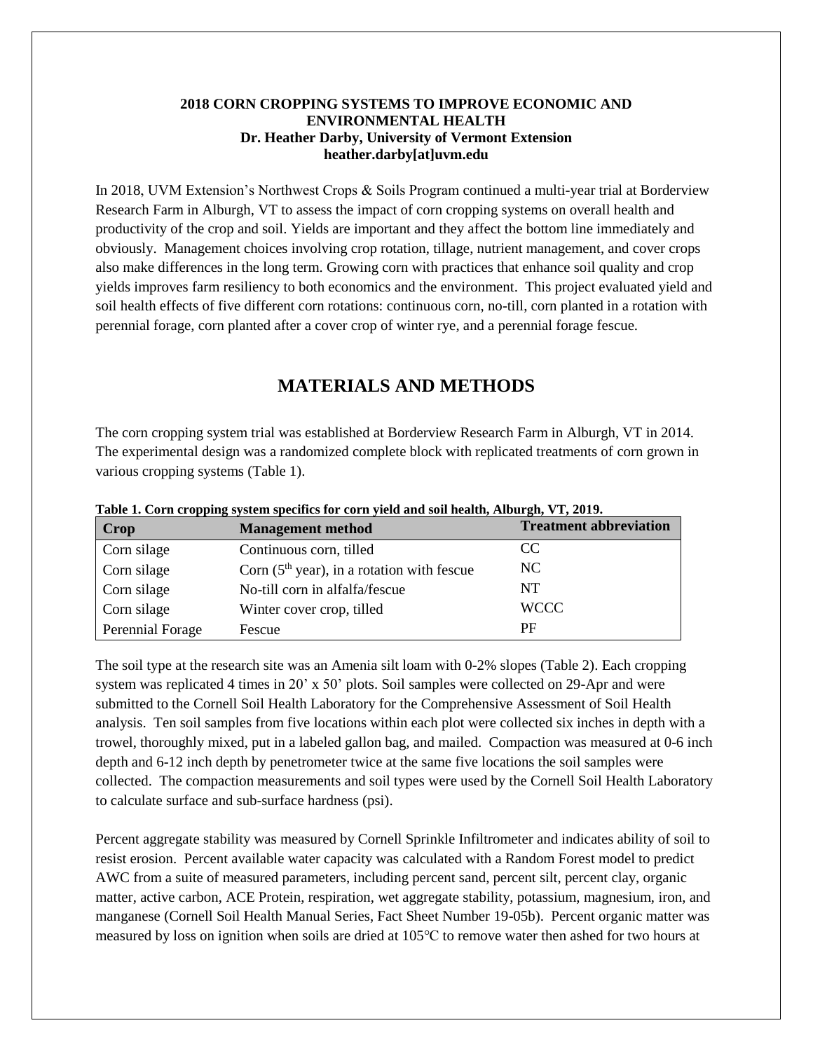**2018 CORN CROPPING SYSTEMS TO IMPROVE ECONOMIC AND ENVIRONMENTAL HEALTH**
**Dr. Heather Darby, University of Vermont Extension**
**heather.darby[at]uvm.edu**

In 2018, UVM Extension's Northwest Crops & Soils Program continued a multi-year trial at Borderview Research Farm in Alburgh, VT to assess the impact of corn cropping systems on overall health and productivity of the crop and soil. Yields are important and they affect the bottom line immediately and obviously. Management choices involving crop rotation, tillage, nutrient management, and cover crops also make differences in the long term. Growing corn with practices that enhance soil quality and crop yields improves farm resiliency to both economics and the environment. This project evaluated yield and soil health effects of five different corn rotations: continuous corn, no-till, corn planted in a rotation with perennial forage, corn planted after a cover crop of winter rye, and a perennial forage fescue.

# MATERIALS AND METHODS

The corn cropping system trial was established at Borderview Research Farm in Alburgh, VT in 2014. The experimental design was a randomized complete block with replicated treatments of corn grown in various cropping systems (Table 1).

**Table 1. Corn cropping system specifics for corn yield and soil health, Alburgh, VT, 2019.**

| Crop | Management method | Treatment abbreviation |
|---|---|---|
| Corn silage | Continuous corn, tilled | CC |
| Corn silage | Corn (5th year), in a rotation with fescue | NC |
| Corn silage | No-till corn in alfalfa/fescue | NT |
| Corn silage | Winter cover crop, tilled | WCCC |
| Perennial Forage | Fescue | PF |

The soil type at the research site was an Amenia silt loam with 0-2% slopes (Table 2). Each cropping system was replicated 4 times in 20' x 50' plots. Soil samples were collected on 29-Apr and were submitted to the Cornell Soil Health Laboratory for the Comprehensive Assessment of Soil Health analysis. Ten soil samples from five locations within each plot were collected six inches in depth with a trowel, thoroughly mixed, put in a labeled gallon bag, and mailed. Compaction was measured at 0-6 inch depth and 6-12 inch depth by penetrometer twice at the same five locations the soil samples were collected. The compaction measurements and soil types were used by the Cornell Soil Health Laboratory to calculate surface and sub-surface hardness (psi).

Percent aggregate stability was measured by Cornell Sprinkle Infiltrometer and indicates ability of soil to resist erosion. Percent available water capacity was calculated with a Random Forest model to predict AWC from a suite of measured parameters, including percent sand, percent silt, percent clay, organic matter, active carbon, ACE Protein, respiration, wet aggregate stability, potassium, magnesium, iron, and manganese (Cornell Soil Health Manual Series, Fact Sheet Number 19-05b). Percent organic matter was measured by loss on ignition when soils are dried at 105°C to remove water then ashed for two hours at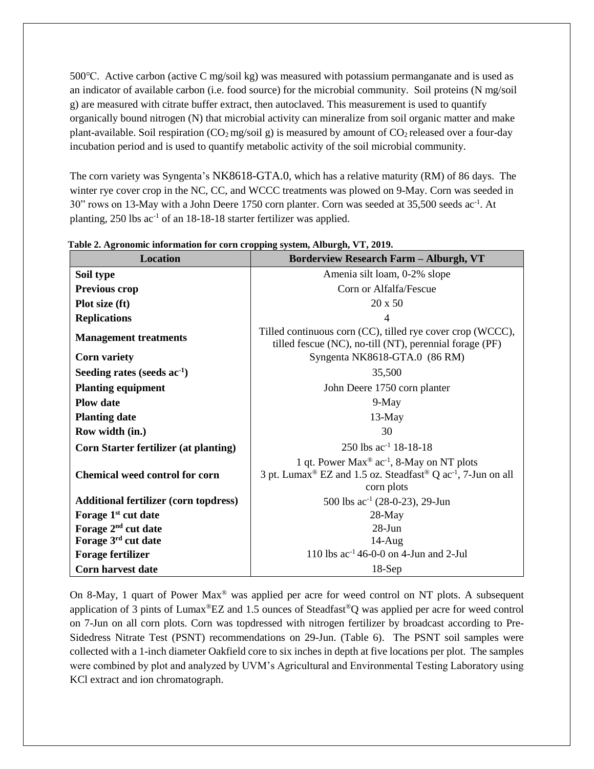500°C. Active carbon (active C mg/soil kg) was measured with potassium permanganate and is used as an indicator of available carbon (i.e. food source) for the microbial community. Soil proteins (N mg/soil g) are measured with citrate buffer extract, then autoclaved. This measurement is used to quantify organically bound nitrogen (N) that microbial activity can mineralize from soil organic matter and make plant-available. Soil respiration ($CO_2$ mg/soil g) is measured by amount of $CO_2$ released over a four-day incubation period and is used to quantify metabolic activity of the soil microbial community.

The corn variety was Syngenta's NK8618-GTA.0, which has a relative maturity (RM) of 86 days. The winter rye cover crop in the NC, CC, and WCCC treatments was plowed on 9-May. Corn was seeded in 30" rows on 13-May with a John Deere 1750 corn planter. Corn was seeded at 35,500 seeds ac$^{-1}$. At planting, 250 lbs ac$^{-1}$ of an 18-18-18 starter fertilizer was applied.

**Table 2. Agronomic information for corn cropping system, Alburgh, VT, 2019.**

| Location | Borderview Research Farm – Alburgh, VT |
|---|---|
| **Soil type** | Amenia silt loam, 0-2% slope |
| **Previous crop** | Corn or Alfalfa/Fescue |
| **Plot size (ft)** | 20 x 50 |
| **Replications** | 4 |
| **Management treatments** | Tilled continuous corn (CC), tilled rye cover crop (WCCC), tilled fescue (NC), no-till (NT), perennial forage (PF) |
| **Corn variety** | Syngenta NK8618-GTA.0 (86 RM) |
| **Seeding rates (seeds ac$^{-1}$)** | 35,500 |
| **Planting equipment** | John Deere 1750 corn planter |
| **Plow date** | 9-May |
| **Planting date** | 13-May |
| **Row width (in.)** | 30 |
| **Corn Starter fertilizer (at planting)** | 250 lbs ac$^{-1}$ 18-18-18 |
| **Chemical weed control for corn** | 1 qt. Power Max® ac$^{-1}$, 8-May on NT plots<br>3 pt. Lumax® EZ and 1.5 oz. Steadfast® Q ac$^{-1}$, 7-Jun on all corn plots |
| **Additional fertilizer (corn topdress)** | 500 lbs ac$^{-1}$ (28-0-23), 29-Jun |
| **Forage 1st cut date** | 28-May |
| **Forage 2nd cut date** | 28-Jun |
| **Forage 3rd cut date** | 14-Aug |
| **Forage fertilizer** | 110 lbs ac$^{-1}$ 46-0-0 on 4-Jun and 2-Jul |
| **Corn harvest date** | 18-Sep |

On 8-May, 1 quart of Power Max® was applied per acre for weed control on NT plots. A subsequent application of 3 pints of Lumax®EZ and 1.5 ounces of Steadfast®Q was applied per acre for weed control on 7-Jun on all corn plots. Corn was topdressed with nitrogen fertilizer by broadcast according to Pre-Sidedress Nitrate Test (PSNT) recommendations on 29-Jun. (Table 6). The PSNT soil samples were collected with a 1-inch diameter Oakfield core to six inches in depth at five locations per plot. The samples were combined by plot and analyzed by UVM's Agricultural and Environmental Testing Laboratory using KCl extract and ion chromatograph.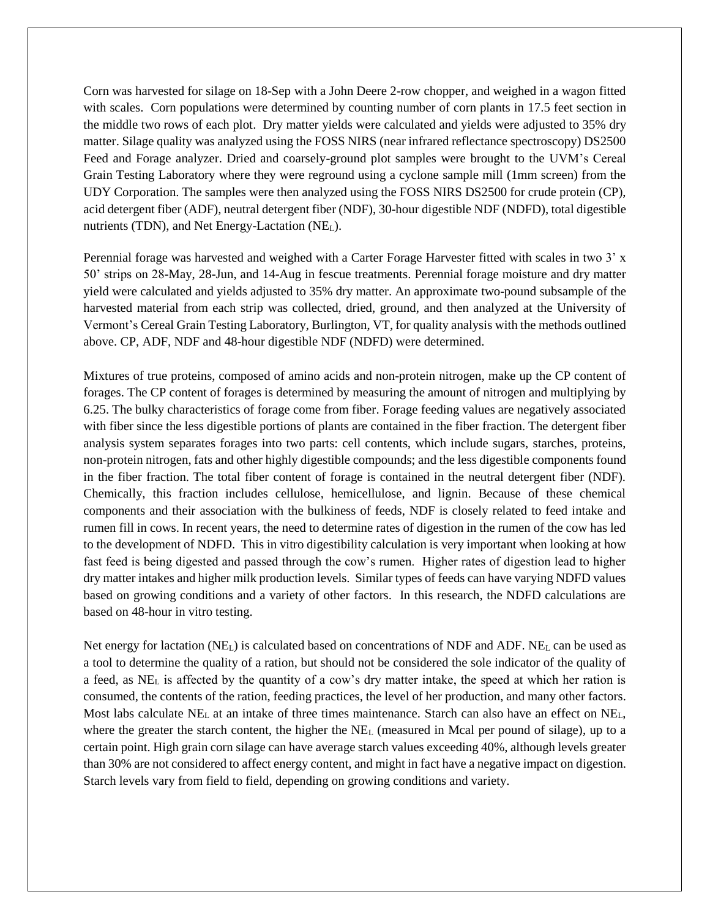Corn was harvested for silage on 18-Sep with a John Deere 2-row chopper, and weighed in a wagon fitted with scales. Corn populations were determined by counting number of corn plants in 17.5 feet section in the middle two rows of each plot. Dry matter yields were calculated and yields were adjusted to 35% dry matter. Silage quality was analyzed using the FOSS NIRS (near infrared reflectance spectroscopy) DS2500 Feed and Forage analyzer. Dried and coarsely-ground plot samples were brought to the UVM's Cereal Grain Testing Laboratory where they were reground using a cyclone sample mill (1mm screen) from the UDY Corporation. The samples were then analyzed using the FOSS NIRS DS2500 for crude protein (CP), acid detergent fiber (ADF), neutral detergent fiber (NDF), 30-hour digestible NDF (NDFD), total digestible nutrients (TDN), and Net Energy-Lactation ($NE_L$).

Perennial forage was harvested and weighed with a Carter Forage Harvester fitted with scales in two 3' x 50' strips on 28-May, 28-Jun, and 14-Aug in fescue treatments. Perennial forage moisture and dry matter yield were calculated and yields adjusted to 35% dry matter. An approximate two-pound subsample of the harvested material from each strip was collected, dried, ground, and then analyzed at the University of Vermont's Cereal Grain Testing Laboratory, Burlington, VT, for quality analysis with the methods outlined above. CP, ADF, NDF and 48-hour digestible NDF (NDFD) were determined.

Mixtures of true proteins, composed of amino acids and non-protein nitrogen, make up the CP content of forages. The CP content of forages is determined by measuring the amount of nitrogen and multiplying by 6.25. The bulky characteristics of forage come from fiber. Forage feeding values are negatively associated with fiber since the less digestible portions of plants are contained in the fiber fraction. The detergent fiber analysis system separates forages into two parts: cell contents, which include sugars, starches, proteins, non-protein nitrogen, fats and other highly digestible compounds; and the less digestible components found in the fiber fraction. The total fiber content of forage is contained in the neutral detergent fiber (NDF). Chemically, this fraction includes cellulose, hemicellulose, and lignin. Because of these chemical components and their association with the bulkiness of feeds, NDF is closely related to feed intake and rumen fill in cows. In recent years, the need to determine rates of digestion in the rumen of the cow has led to the development of NDFD. This in vitro digestibility calculation is very important when looking at how fast feed is being digested and passed through the cow's rumen. Higher rates of digestion lead to higher dry matter intakes and higher milk production levels. Similar types of feeds can have varying NDFD values based on growing conditions and a variety of other factors. In this research, the NDFD calculations are based on 48-hour in vitro testing.

Net energy for lactation ($NE_L$) is calculated based on concentrations of NDF and ADF. $NE_L$ can be used as a tool to determine the quality of a ration, but should not be considered the sole indicator of the quality of a feed, as $NE_L$ is affected by the quantity of a cow's dry matter intake, the speed at which her ration is consumed, the contents of the ration, feeding practices, the level of her production, and many other factors. Most labs calculate $NE_L$ at an intake of three times maintenance. Starch can also have an effect on $NE_L$, where the greater the starch content, the higher the $NE_L$ (measured in Mcal per pound of silage), up to a certain point. High grain corn silage can have average starch values exceeding 40%, although levels greater than 30% are not considered to affect energy content, and might in fact have a negative impact on digestion. Starch levels vary from field to field, depending on growing conditions and variety.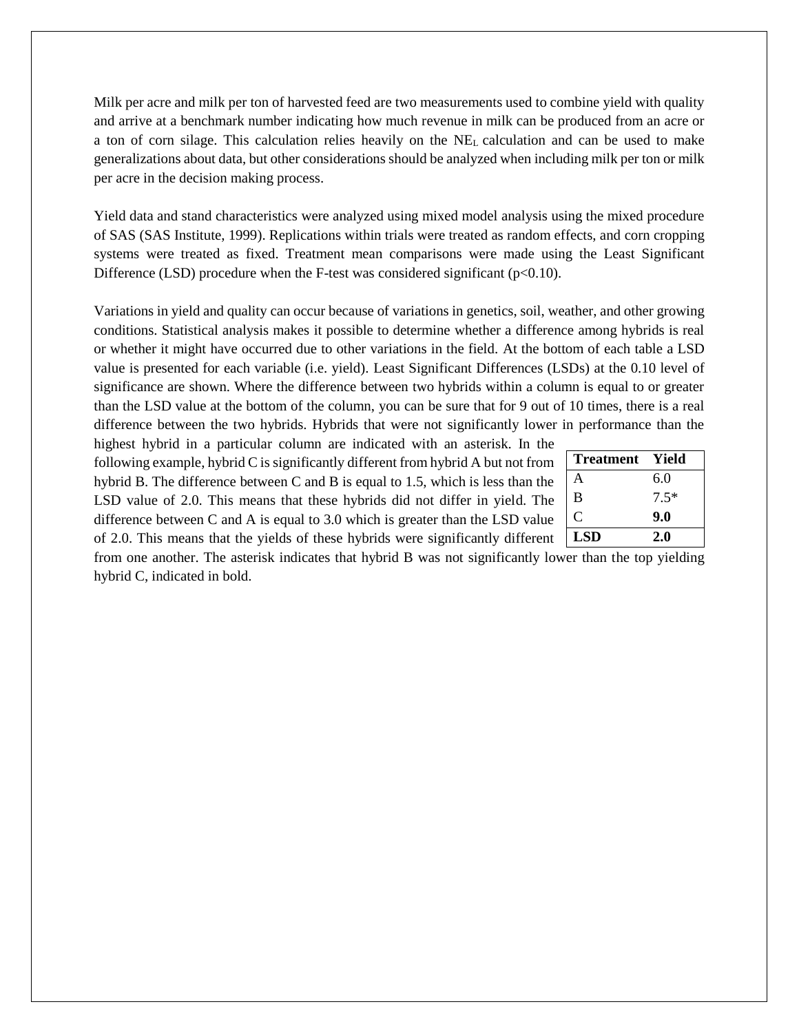Milk per acre and milk per ton of harvested feed are two measurements used to combine yield with quality and arrive at a benchmark number indicating how much revenue in milk can be produced from an acre or a ton of corn silage. This calculation relies heavily on the $NE_L$ calculation and can be used to make generalizations about data, but other considerations should be analyzed when including milk per ton or milk per acre in the decision making process.

Yield data and stand characteristics were analyzed using mixed model analysis using the mixed procedure of SAS (SAS Institute, 1999). Replications within trials were treated as random effects, and corn cropping systems were treated as fixed. Treatment mean comparisons were made using the Least Significant Difference (LSD) procedure when the F-test was considered significant ($p<0.10$).

Variations in yield and quality can occur because of variations in genetics, soil, weather, and other growing conditions. Statistical analysis makes it possible to determine whether a difference among hybrids is real or whether it might have occurred due to other variations in the field. At the bottom of each table a LSD value is presented for each variable (i.e. yield). Least Significant Differences (LSDs) at the 0.10 level of significance are shown. Where the difference between two hybrids within a column is equal to or greater than the LSD value at the bottom of the column, you can be sure that for 9 out of 10 times, there is a real difference between the two hybrids. Hybrids that were not significantly lower in performance than the highest hybrid in a particular column are indicated with an asterisk. In the following example, hybrid C is significantly different from hybrid A but not from hybrid B. The difference between C and B is equal to 1.5, which is less than the LSD value of 2.0. This means that these hybrids did not differ in yield. The difference between C and A is equal to 3.0 which is greater than the LSD value of 2.0. This means that the yields of these hybrids were significantly different from one another. The asterisk indicates that hybrid B was not significantly lower than the top yielding hybrid C, indicated in bold.

| Treatment | Yield |
|---|---|
| A | 6.0 |
| B | 7.5* |
| C | **9.0** |
| **LSD** | **2.0** |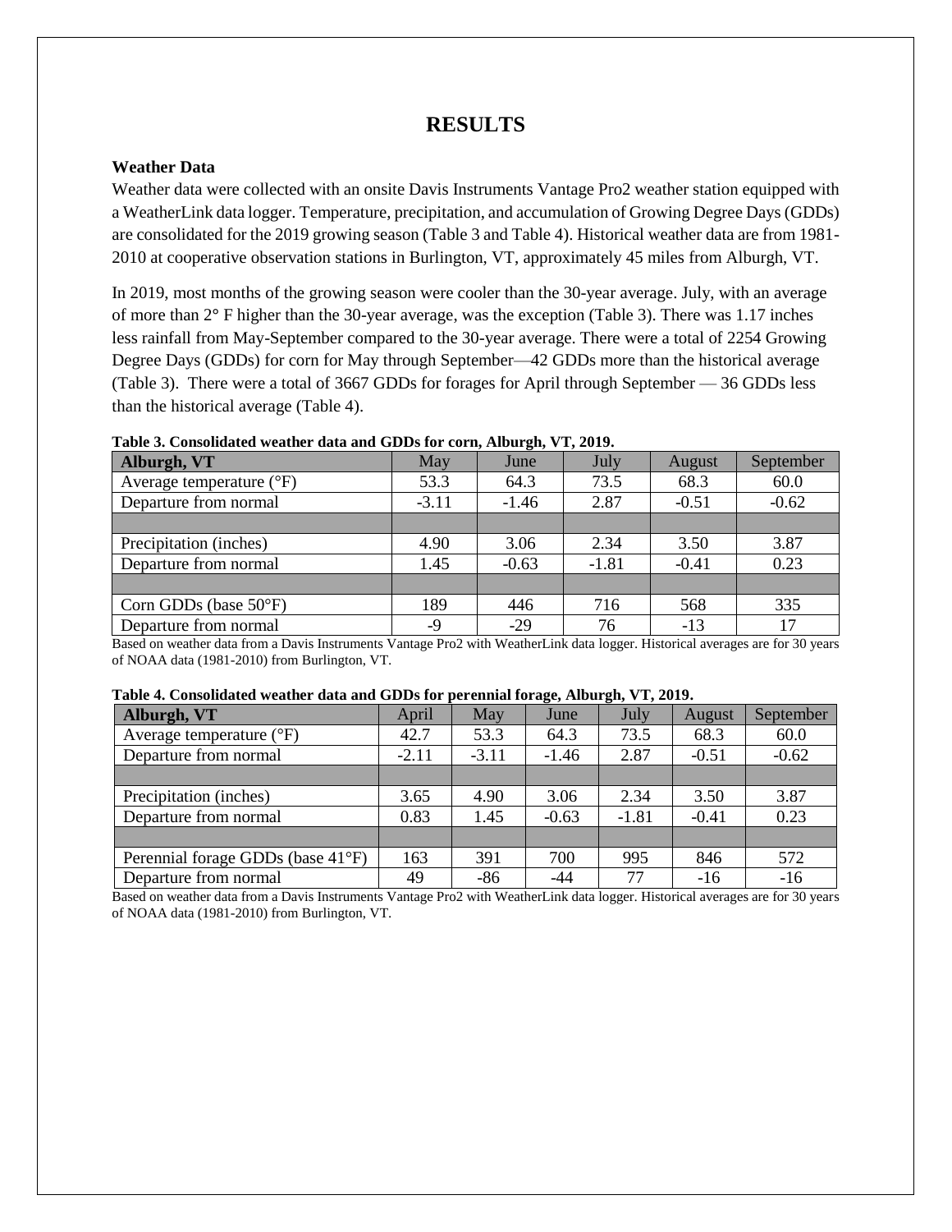# RESULTS

### Weather Data

Weather data were collected with an onsite Davis Instruments Vantage Pro2 weather station equipped with a WeatherLink data logger. Temperature, precipitation, and accumulation of Growing Degree Days (GDDs) are consolidated for the 2019 growing season (Table 3 and Table 4). Historical weather data are from 1981-2010 at cooperative observation stations in Burlington, VT, approximately 45 miles from Alburgh, VT.

In 2019, most months of the growing season were cooler than the 30-year average. July, with an average of more than 2° F higher than the 30-year average, was the exception (Table 3). There was 1.17 inches less rainfall from May-September compared to the 30-year average. There were a total of 2254 Growing Degree Days (GDDs) for corn for May through September—42 GDDs more than the historical average (Table 3). There were a total of 3667 GDDs for forages for April through September — 36 GDDs less than the historical average (Table 4).

**Table 3. Consolidated weather data and GDDs for corn, Alburgh, VT, 2019.**

| Alburgh, VT | May | June | July | August | September |
|---|---|---|---|---|---|
| Average temperature (°F) | 53.3 | 64.3 | 73.5 | 68.3 | 60.0 |
| Departure from normal | -3.11 | -1.46 | 2.87 | -0.51 | -0.62 |
| | | | | | |
| Precipitation (inches) | 4.90 | 3.06 | 2.34 | 3.50 | 3.87 |
| Departure from normal | 1.45 | -0.63 | -1.81 | -0.41 | 0.23 |
| | | | | | |
| Corn GDDs (base 50°F) | 189 | 446 | 716 | 568 | 335 |
| Departure from normal | -9 | -29 | 76 | -13 | 17 |

Based on weather data from a Davis Instruments Vantage Pro2 with WeatherLink data logger. Historical averages are for 30 years of NOAA data (1981-2010) from Burlington, VT.

**Table 4. Consolidated weather data and GDDs for perennial forage, Alburgh, VT, 2019.**

| Alburgh, VT | April | May | June | July | August | September |
|---|---|---|---|---|---|---|
| Average temperature (°F) | 42.7 | 53.3 | 64.3 | 73.5 | 68.3 | 60.0 |
| Departure from normal | -2.11 | -3.11 | -1.46 | 2.87 | -0.51 | -0.62 |
| | | | | | | |
| Precipitation (inches) | 3.65 | 4.90 | 3.06 | 2.34 | 3.50 | 3.87 |
| Departure from normal | 0.83 | 1.45 | -0.63 | -1.81 | -0.41 | 0.23 |
| | | | | | | |
| Perennial forage GDDs (base 41°F) | 163 | 391 | 700 | 995 | 846 | 572 |
| Departure from normal | 49 | -86 | -44 | 77 | -16 | -16 |

Based on weather data from a Davis Instruments Vantage Pro2 with WeatherLink data logger. Historical averages are for 30 years of NOAA data (1981-2010) from Burlington, VT.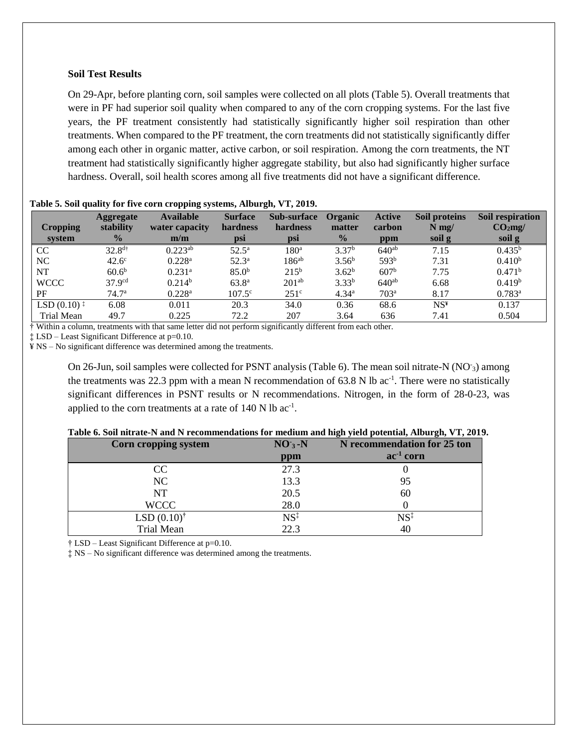### Soil Test Results

On 29-Apr, before planting corn, soil samples were collected on all plots (Table 5). Overall treatments that were in PF had superior soil quality when compared to any of the corn cropping systems. For the last five years, the PF treatment consistently had statistically significantly higher soil respiration than other treatments. When compared to the PF treatment, the corn treatments did not statistically significantly differ among each other in organic matter, active carbon, or soil respiration. Among the corn treatments, the NT treatment had statistically significantly higher aggregate stability, but also had significantly higher surface hardness. Overall, soil health scores among all five treatments did not have a significant difference.

**Table 5. Soil quality for five corn cropping systems, Alburgh, VT, 2019.**

| Cropping system | Aggregate stability % | Available water capacity m/m | Surface hardness psi | Sub-surface hardness psi | Organic matter % | Active carbon ppm | Soil proteins N mg/ soil g | Soil respiration $CO_2$mg/ soil g |
|---|---|---|---|---|---|---|---|---|
| CC | 32.8[d†] | 0.223[ab] | 52.5[a] | 180[a] | 3.37[b] | 640[ab] | 7.15 | 0.435[b] |
| NC | 42.6[c] | 0.228[a] | 52.3[a] | 186[ab] | 3.56[b] | 593[b] | 7.31 | 0.410[b] |
| NT | 60.6[b] | 0.231[a] | 85.0[b] | 215[b] | 3.62[b] | 607[b] | 7.75 | 0.471[b] |
| WCCC | 37.9[cd] | 0.214[b] | 63.8[a] | 201[ab] | 3.33[b] | 640[ab] | 6.68 | 0.419[b] |
| PF | 74.7[a] | 0.228[a] | 107.5[c] | 251[c] | 4.34[a] | 703[a] | 8.17 | 0.783[a] |
| LSD (0.10) ‡ | 6.08 | 0.011 | 20.3 | 34.0 | 0.36 | 68.6 | NS¥ | 0.137 |
| Trial Mean | 49.7 | 0.225 | 72.2 | 207 | 3.64 | 636 | 7.41 | 0.504 |

† Within a column, treatments with that same letter did not perform significantly different from each other.
‡ LSD – Least Significant Difference at p=0.10.
¥ NS – No significant difference was determined among the treatments.

On 26-Jun, soil samples were collected for PSNT analysis (Table 6). The mean soil nitrate-N ($NO_3^-$) among the treatments was 22.3 ppm with a mean N recommendation of 63.8 N lb ac$^{-1}$. There were no statistically significant differences in PSNT results or N recommendations. Nitrogen, in the form of 28-0-23, was applied to the corn treatments at a rate of 140 N lb ac$^{-1}$.

**Table 6. Soil nitrate-N and N recommendations for medium and high yield potential, Alburgh, VT, 2019.**

| Corn cropping system | $NO_3^-$-N ppm | N recommendation for 25 ton ac$^{-1}$ corn |
|---|---|---|
| CC | 27.3 | 0 |
| NC | 13.3 | 95 |
| NT | 20.5 | 60 |
| WCCC | 28.0 | 0 |
| LSD (0.10)† | NS‡ | NS‡ |
| Trial Mean | 22.3 | 40 |

† LSD – Least Significant Difference at p=0.10.
‡ NS – No significant difference was determined among the treatments.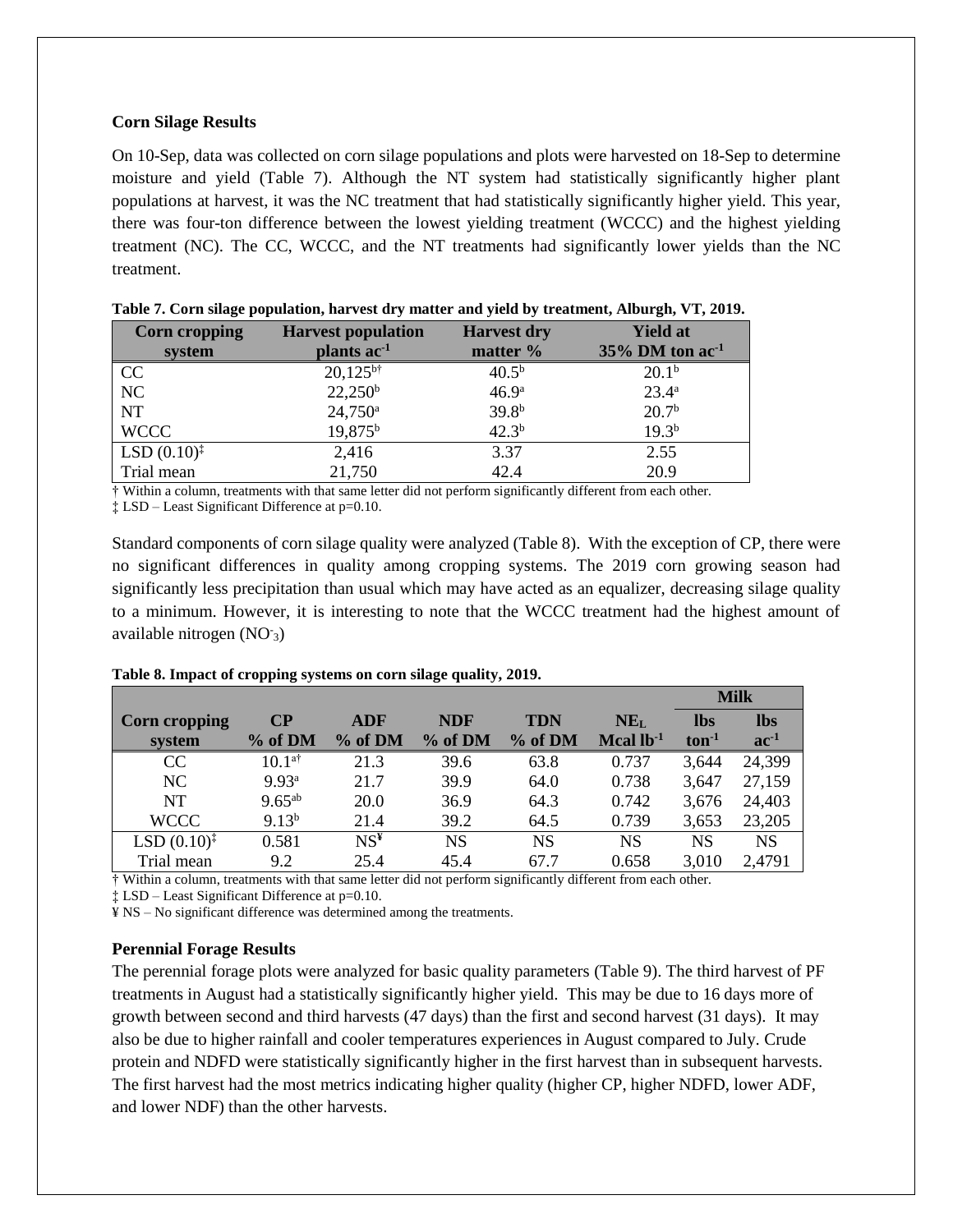**Corn Silage Results**

On 10-Sep, data was collected on corn silage populations and plots were harvested on 18-Sep to determine moisture and yield (Table 7). Although the NT system had statistically significantly higher plant populations at harvest, it was the NC treatment that had statistically significantly higher yield. This year, there was four-ton difference between the lowest yielding treatment (WCCC) and the highest yielding treatment (NC). The CC, WCCC, and the NT treatments had significantly lower yields than the NC treatment.

**Table 7. Corn silage population, harvest dry matter and yield by treatment, Alburgh, VT, 2019.**

| Corn cropping system | Harvest population plants $ac^{-1}$ | Harvest dry matter % | Yield at 35% DM ton $ac^{-1}$ |
|---|---|---|---|
| CC | 20,125[b†] | 40.5[b] | 20.1[b] |
| NC | 22,250[b] | 46.9[a] | 23.4[a] |
| NT | 24,750[a] | 39.8[b] | 20.7[b] |
| WCCC | 19,875[b] | 42.3[b] | 19.3[b] |
| LSD (0.10)[‡] | 2,416 | 3.37 | 2.55 |
| Trial mean | 21,750 | 42.4 | 20.9 |

† Within a column, treatments with that same letter did not perform significantly different from each other.
‡ LSD – Least Significant Difference at p=0.10.

Standard components of corn silage quality were analyzed (Table 8). With the exception of CP, there were no significant differences in quality among cropping systems. The 2019 corn growing season had significantly less precipitation than usual which may have acted as an equalizer, decreasing silage quality to a minimum. However, it is interesting to note that the WCCC treatment had the highest amount of available nitrogen ($NO^{-}_{3}$)

**Table 8. Impact of cropping systems on corn silage quality, 2019.**

| | | | | | | Milk | |
|---|---|---|---|---|---|---|---|
| Corn cropping system | CP % of DM | ADF % of DM | NDF % of DM | TDN % of DM | $NE_L$ Mcal $lb^{-1}$ | lbs $ton^{-1}$ | lbs $ac^{-1}$ |
| CC | 10.1[a†] | 21.3 | 39.6 | 63.8 | 0.737 | 3,644 | 24,399 |
| NC | 9.93[a] | 21.7 | 39.9 | 64.0 | 0.738 | 3,647 | 27,159 |
| NT | 9.65[ab] | 20.0 | 36.9 | 64.3 | 0.742 | 3,676 | 24,403 |
| WCCC | 9.13[b] | 21.4 | 39.2 | 64.5 | 0.739 | 3,653 | 23,205 |
| LSD (0.10)[‡] | 0.581 | NS[¥] | NS | NS | NS | NS | NS |
| Trial mean | 9.2 | 25.4 | 45.4 | 67.7 | 0.658 | 3,010 | 2,4791 |

† Within a column, treatments with that same letter did not perform significantly different from each other.
‡ LSD – Least Significant Difference at p=0.10.
¥ NS – No significant difference was determined among the treatments.

**Perennial Forage Results**

The perennial forage plots were analyzed for basic quality parameters (Table 9). The third harvest of PF treatments in August had a statistically significantly higher yield. This may be due to 16 days more of growth between second and third harvests (47 days) than the first and second harvest (31 days). It may also be due to higher rainfall and cooler temperatures experiences in August compared to July. Crude protein and NDFD were statistically significantly higher in the first harvest than in subsequent harvests. The first harvest had the most metrics indicating higher quality (higher CP, higher NDFD, lower ADF, and lower NDF) than the other harvests.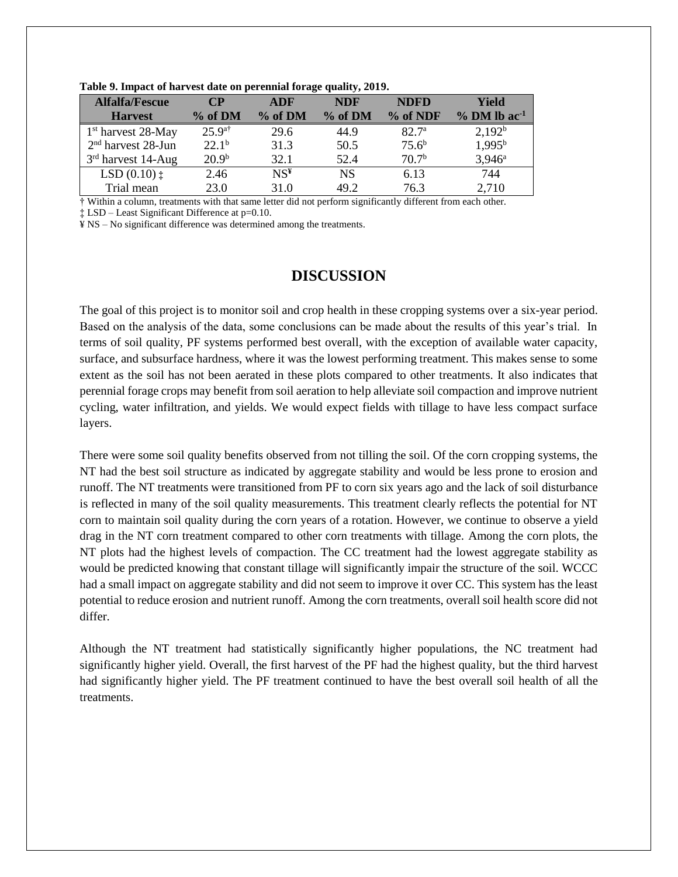**Table 9. Impact of harvest date on perennial forage quality, 2019.**

| Alfalfa/Fescue Harvest | CP % of DM | ADF % of DM | NDF % of DM | NDFD % of NDF | Yield % DM lb ac$^{-1}$ |
|---|---|---|---|---|---|
| 1st harvest 28-May | 25.9[a†] | 29.6 | 44.9 | 82.7[a] | 2,192[b] |
| 2nd harvest 28-Jun | 22.1[b] | 31.3 | 50.5 | 75.6[b] | 1,995[b] |
| 3rd harvest 14-Aug | 20.9[b] | 32.1 | 52.4 | 70.7[b] | 3,946[a] |
| LSD (0.10) ‡ | 2.46 | NS[¥] | NS | 6.13 | 744 |
| Trial mean | 23.0 | 31.0 | 49.2 | 76.3 | 2,710 |

† Within a column, treatments with that same letter did not perform significantly different from each other.
‡ LSD – Least Significant Difference at p=0.10.
¥ NS – No significant difference was determined among the treatments.

## DISCUSSION

The goal of this project is to monitor soil and crop health in these cropping systems over a six-year period. Based on the analysis of the data, some conclusions can be made about the results of this year's trial. In terms of soil quality, PF systems performed best overall, with the exception of available water capacity, surface, and subsurface hardness, where it was the lowest performing treatment. This makes sense to some extent as the soil has not been aerated in these plots compared to other treatments. It also indicates that perennial forage crops may benefit from soil aeration to help alleviate soil compaction and improve nutrient cycling, water infiltration, and yields. We would expect fields with tillage to have less compact surface layers.

There were some soil quality benefits observed from not tilling the soil. Of the corn cropping systems, the NT had the best soil structure as indicated by aggregate stability and would be less prone to erosion and runoff. The NT treatments were transitioned from PF to corn six years ago and the lack of soil disturbance is reflected in many of the soil quality measurements. This treatment clearly reflects the potential for NT corn to maintain soil quality during the corn years of a rotation. However, we continue to observe a yield drag in the NT corn treatment compared to other corn treatments with tillage. Among the corn plots, the NT plots had the highest levels of compaction. The CC treatment had the lowest aggregate stability as would be predicted knowing that constant tillage will significantly impair the structure of the soil. WCCC had a small impact on aggregate stability and did not seem to improve it over CC. This system has the least potential to reduce erosion and nutrient runoff. Among the corn treatments, overall soil health score did not differ.

Although the NT treatment had statistically significantly higher populations, the NC treatment had significantly higher yield. Overall, the first harvest of the PF had the highest quality, but the third harvest had significantly higher yield. The PF treatment continued to have the best overall soil health of all the treatments.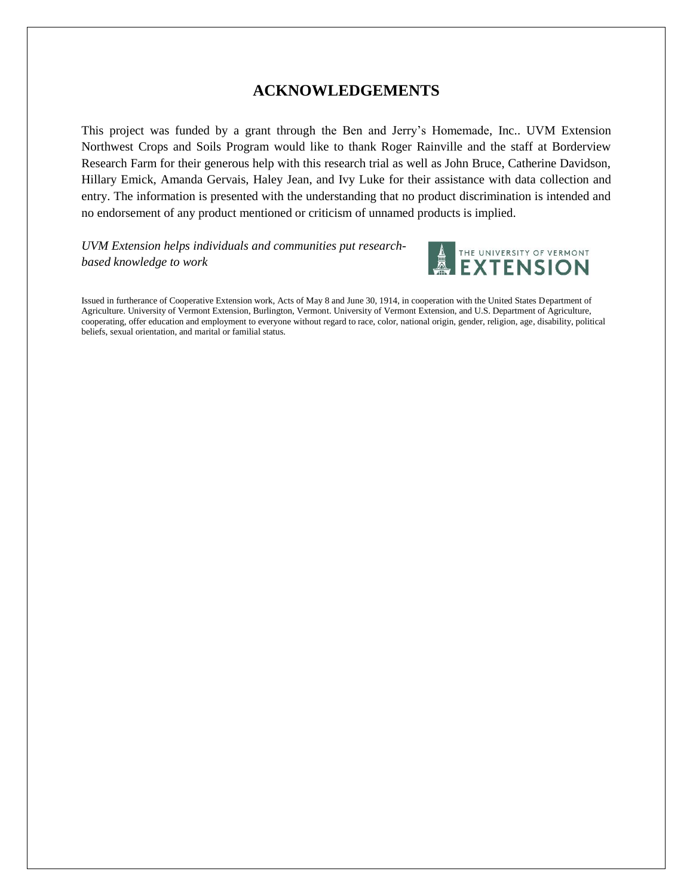## ACKNOWLEDGEMENTS

This project was funded by a grant through the Ben and Jerry's Homemade, Inc.. UVM Extension Northwest Crops and Soils Program would like to thank Roger Rainville and the staff at Borderview Research Farm for their generous help with this research trial as well as John Bruce, Catherine Davidson, Hillary Emick, Amanda Gervais, Haley Jean, and Ivy Luke for their assistance with data collection and entry. The information is presented with the understanding that no product discrimination is intended and no endorsement of any product mentioned or criticism of unnamed products is implied.

*UVM Extension helps individuals and communities put research-based knowledge to work*

THE UNIVERSITY OF VERMONT EXTENSION

Issued in furtherance of Cooperative Extension work, Acts of May 8 and June 30, 1914, in cooperation with the United States Department of Agriculture. University of Vermont Extension, Burlington, Vermont. University of Vermont Extension, and U.S. Department of Agriculture, cooperating, offer education and employment to everyone without regard to race, color, national origin, gender, religion, age, disability, political beliefs, sexual orientation, and marital or familial status.